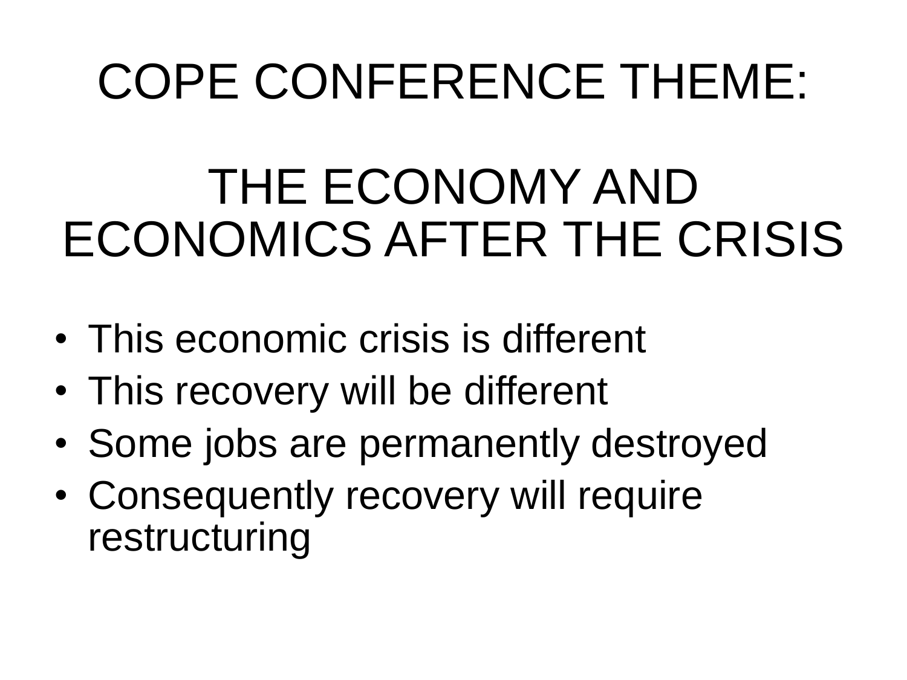# COPE CONFERENCE THEME:

# THE ECONOMY AND ECONOMICS AFTER THE CRISIS

- This economic crisis is different
- This recovery will be different
- Some jobs are permanently destroyed
- Consequently recovery will require restructuring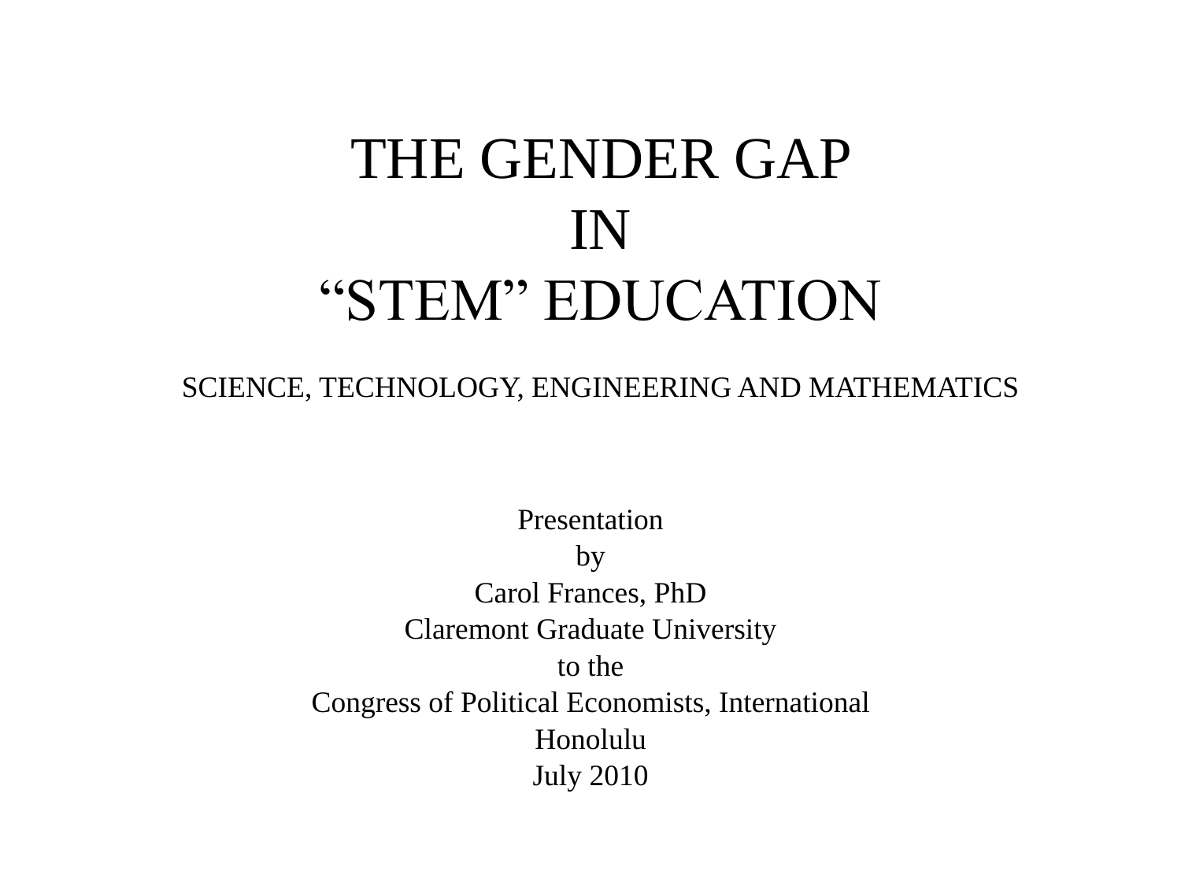# THE GENDER GAP IN "STEM" EDUCATION

SCIENCE, TECHNOLOGY, ENGINEERING AND MATHEMATICS

Presentation  
by  
Carol Frances, PhD  
Claremont Graduate University  
to the  
Congress of Political Economists, International  
Honolulu  
July 2010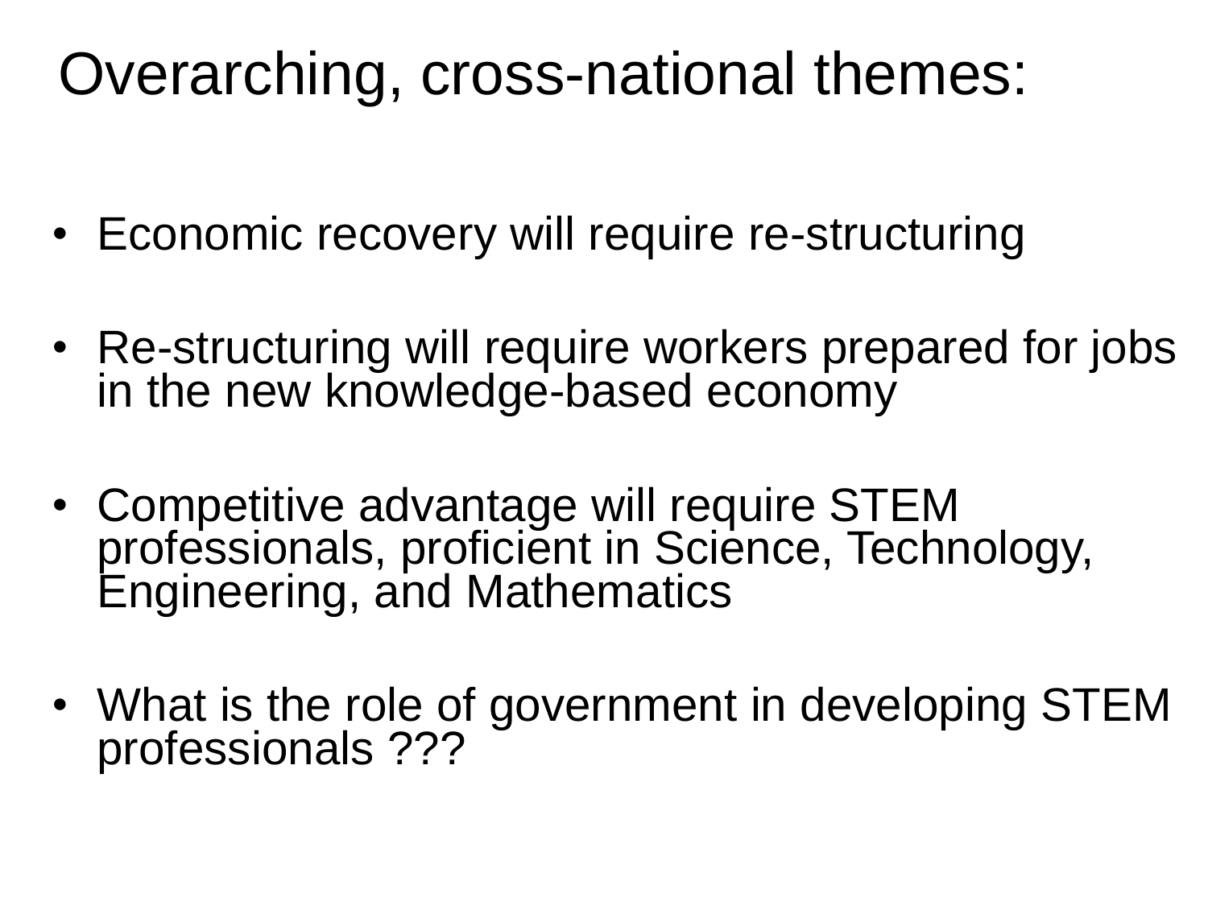# Overarching, cross-national themes:

- Economic recovery will require re-structuring
- Re-structuring will require workers prepared for jobs in the new knowledge-based economy
- Competitive advantage will require STEM professionals, proficient in Science, Technology, Engineering, and Mathematics
- What is the role of government in developing STEM professionals ???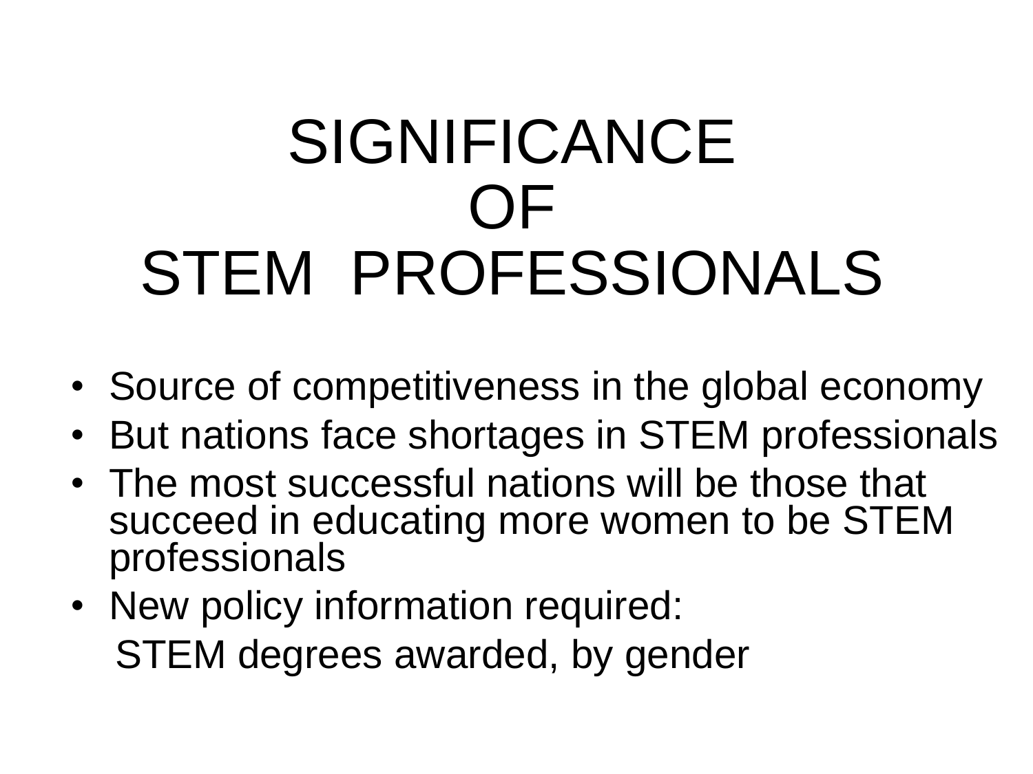# SIGNIFICANCE OF STEM PROFESSIONALS

- Source of competitiveness in the global economy
- But nations face shortages in STEM professionals
- The most successful nations will be those that succeed in educating more women to be STEM professionals
- New policy information required:

  STEM degrees awarded, by gender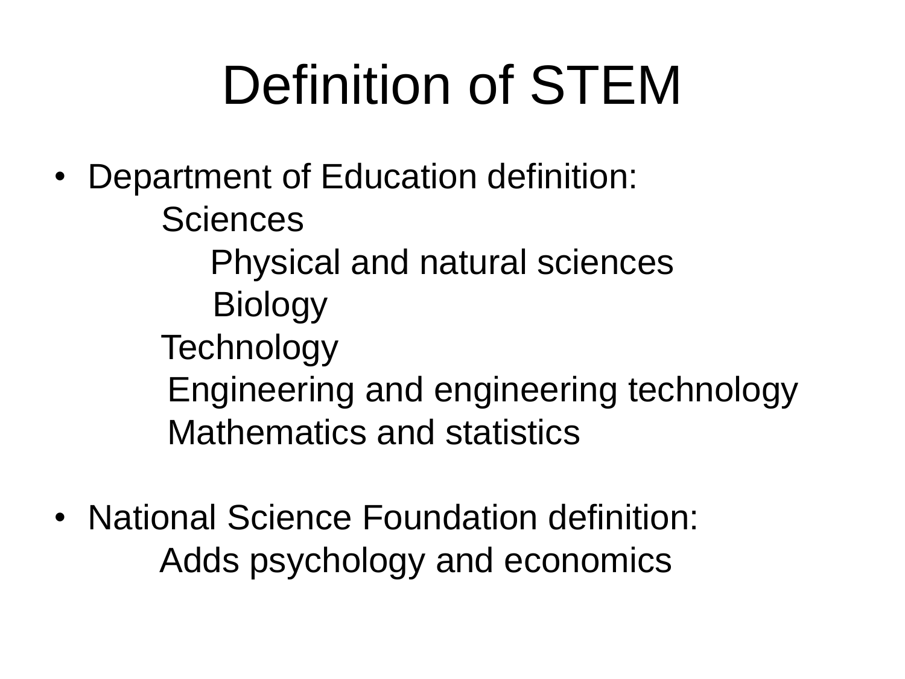# Definition of STEM

- Department of Education definition:
  - Sciences
    - Physical and natural sciences
    - Biology
  - Technology
  - Engineering and engineering technology
  - Mathematics and statistics
- National Science Foundation definition:
  - Adds psychology and economics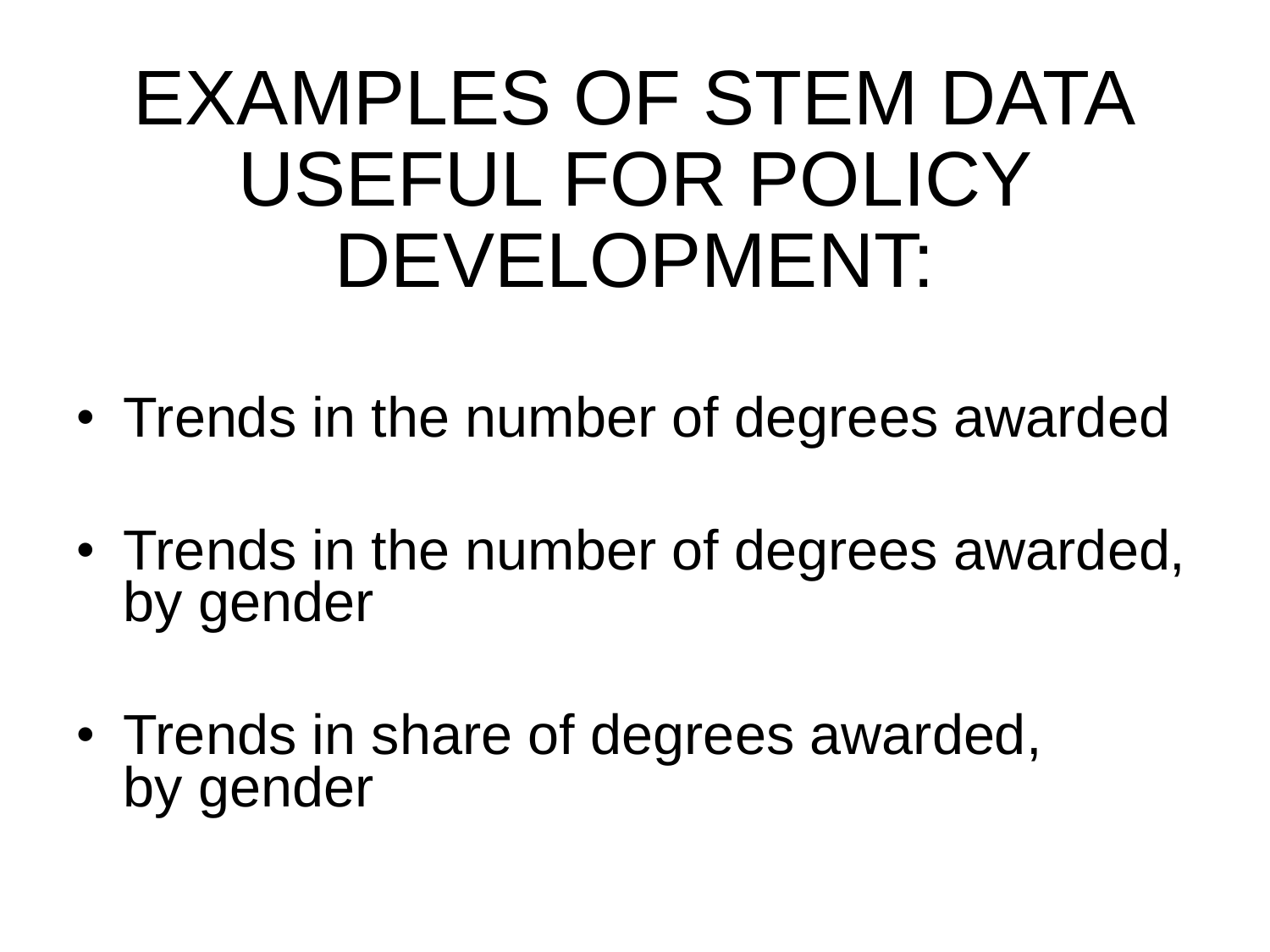# EXAMPLES OF STEM DATA USEFUL FOR POLICY DEVELOPMENT:

- Trends in the number of degrees awarded
- Trends in the number of degrees awarded, by gender
- Trends in share of degrees awarded, by gender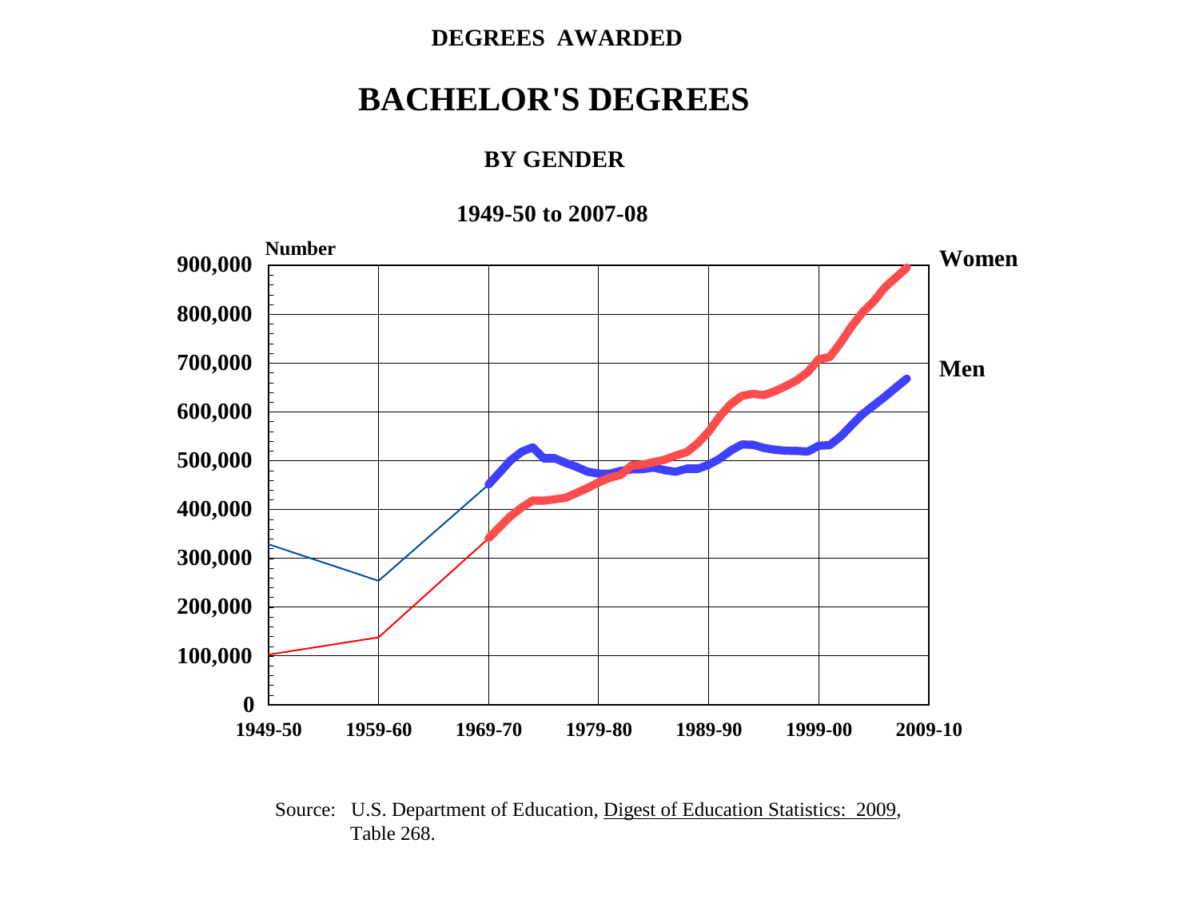DEGREES AWARDED

# BACHELOR'S DEGREES

### BY GENDER

### 1949-50 to 2007-08

Number

900,000
800,000
700,000
600,000
500,000
400,000
300,000
200,000
100,000
0

1949-50 1959-60 1969-70 1979-80 1989-90 1999-00 2009-10

Women

Men

Source: U.S. Department of Education, Digest of Education Statistics: 2009, Table 268.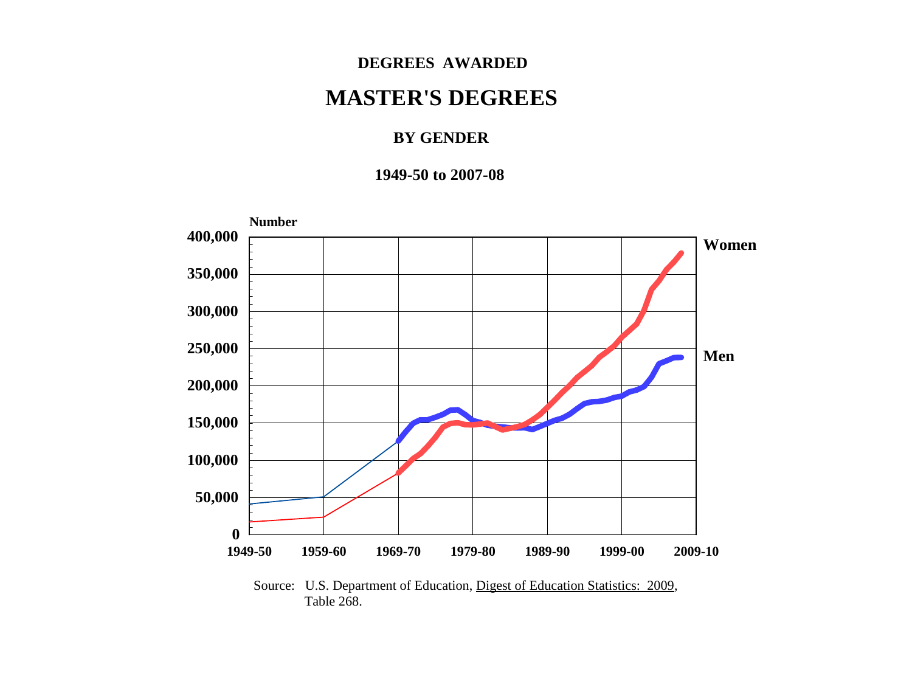DEGREES AWARDED

# MASTER'S DEGREES

## BY GENDER

### 1949-50 to 2007-08

Number

400,000

350,000

300,000

250,000

200,000

150,000

100,000

50,000

0

1949-50 1959-60 1969-70 1979-80 1989-90 1999-00 2009-10

Women

Men

Source: U.S. Department of Education, Digest of Education Statistics: 2009, Table 268.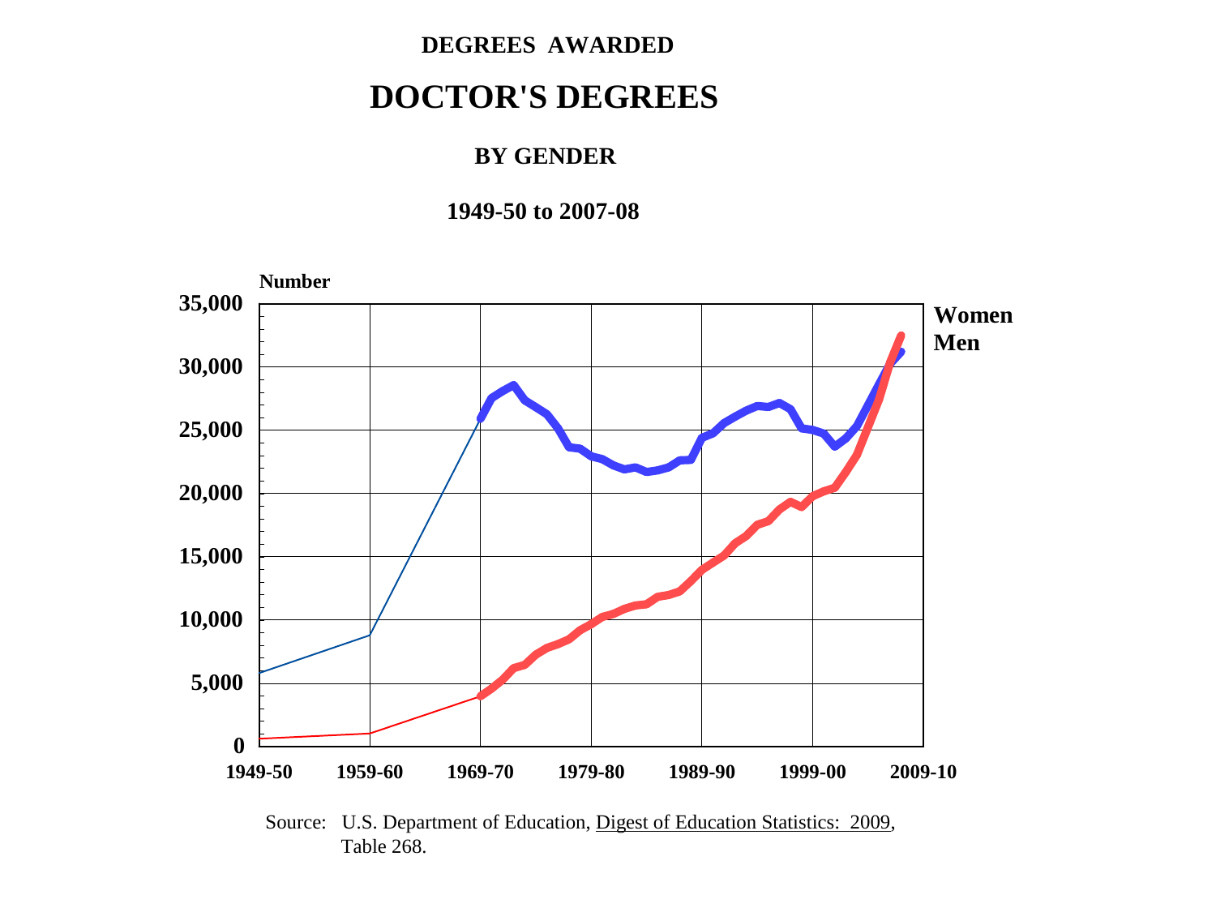**DEGREES AWARDED**

# DOCTOR'S DEGREES

**BY GENDER**

**1949-50 to 2007-08**

**Number**

35,000
30,000
25,000
20,000
15,000
10,000
5,000
0

1949-50 1959-60 1969-70 1979-80 1989-90 1999-00 2009-10

**Women**
**Men**

Source: U.S. Department of Education, Digest of Education Statistics: 2009, Table 268.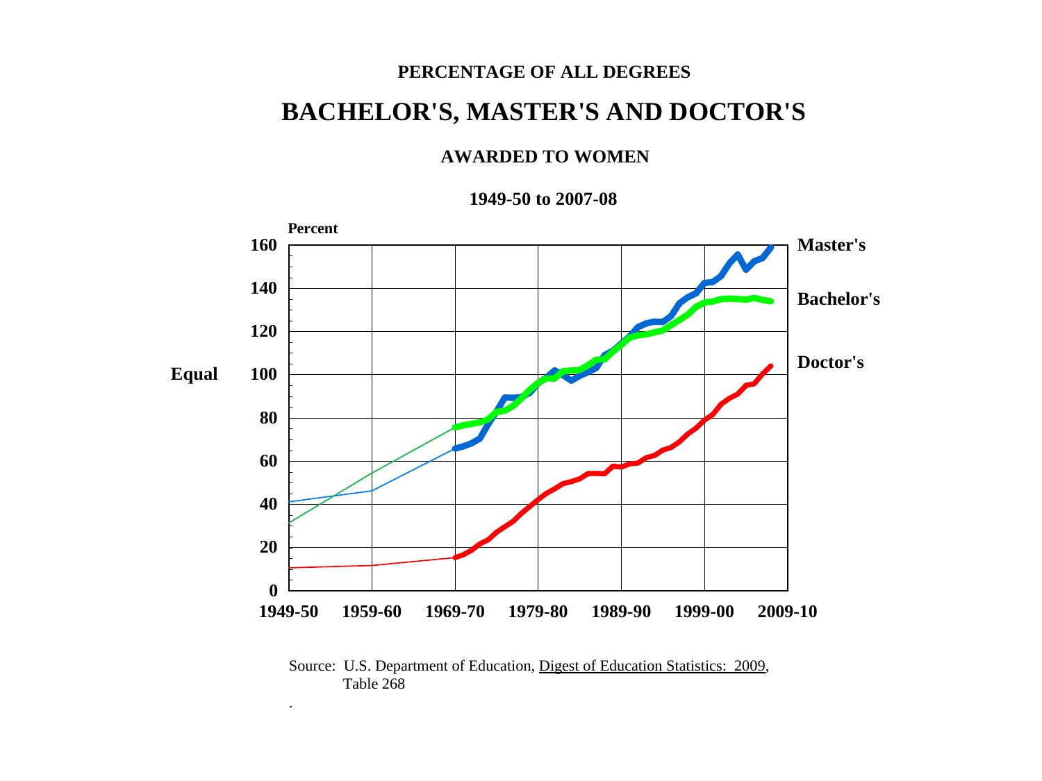PERCENTAGE OF ALL DEGREES

# BACHELOR'S, MASTER'S AND DOCTOR'S

## AWARDED TO WOMEN

**1949-50 to 2007-08**

Percent

160, 140, 120, Equal 100, 80, 60, 40, 20, 0

1949-50, 1959-60, 1969-70, 1979-80, 1989-90, 1999-00, 2009-10

Master's

Bachelor's

Doctor's

Source: U.S. Department of Education, Digest of Education Statistics: 2009, Table 268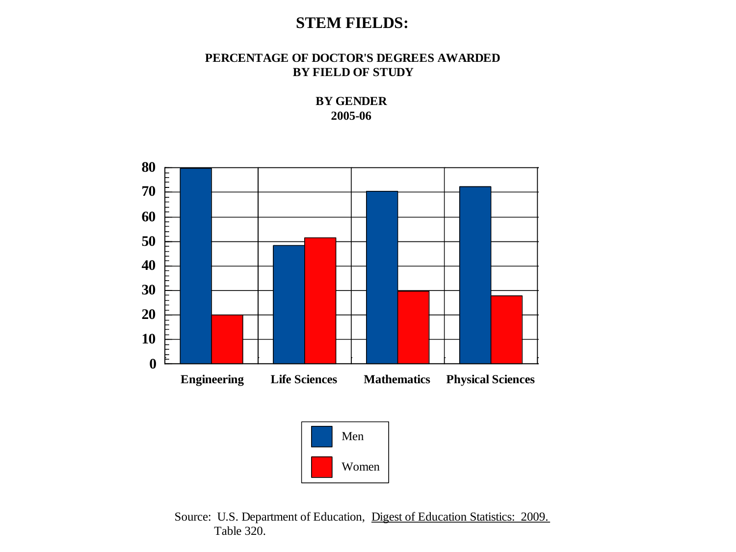# STEM FIELDS:

## PERCENTAGE OF DOCTOR'S DEGREES AWARDED BY FIELD OF STUDY

## BY GENDER 2005-06

Source: U.S. Department of Education, Digest of Education Statistics: 2009. Table 320.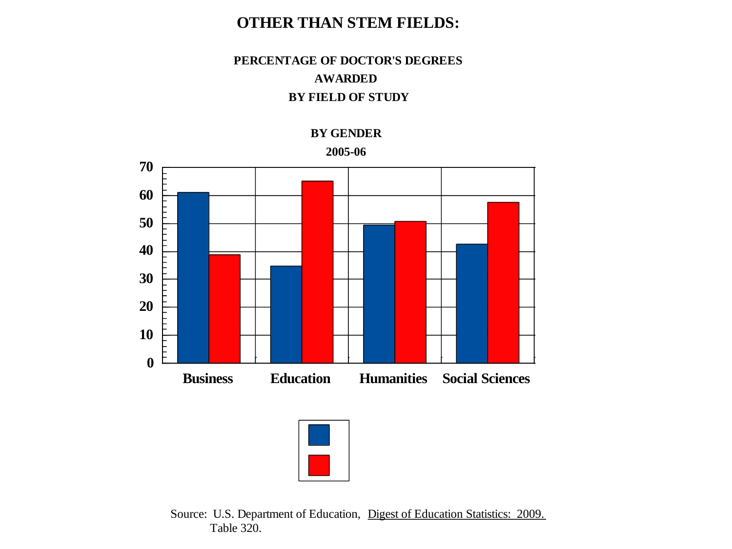# OTHER THAN STEM FIELDS:

### PERCENTAGE OF DOCTOR'S DEGREES AWARDED BY FIELD OF STUDY

### BY GENDER

### 2005-06

| Field of Study | Blue | Red |
|---|---|---|
| Business | 61 | 39 |
| Education | 35 | 65 |
| Humanities | 49 | 51 |
| Social Sciences | 42 | 58 |

Source: U.S. Department of Education, Digest of Education Statistics: 2009. Table 320.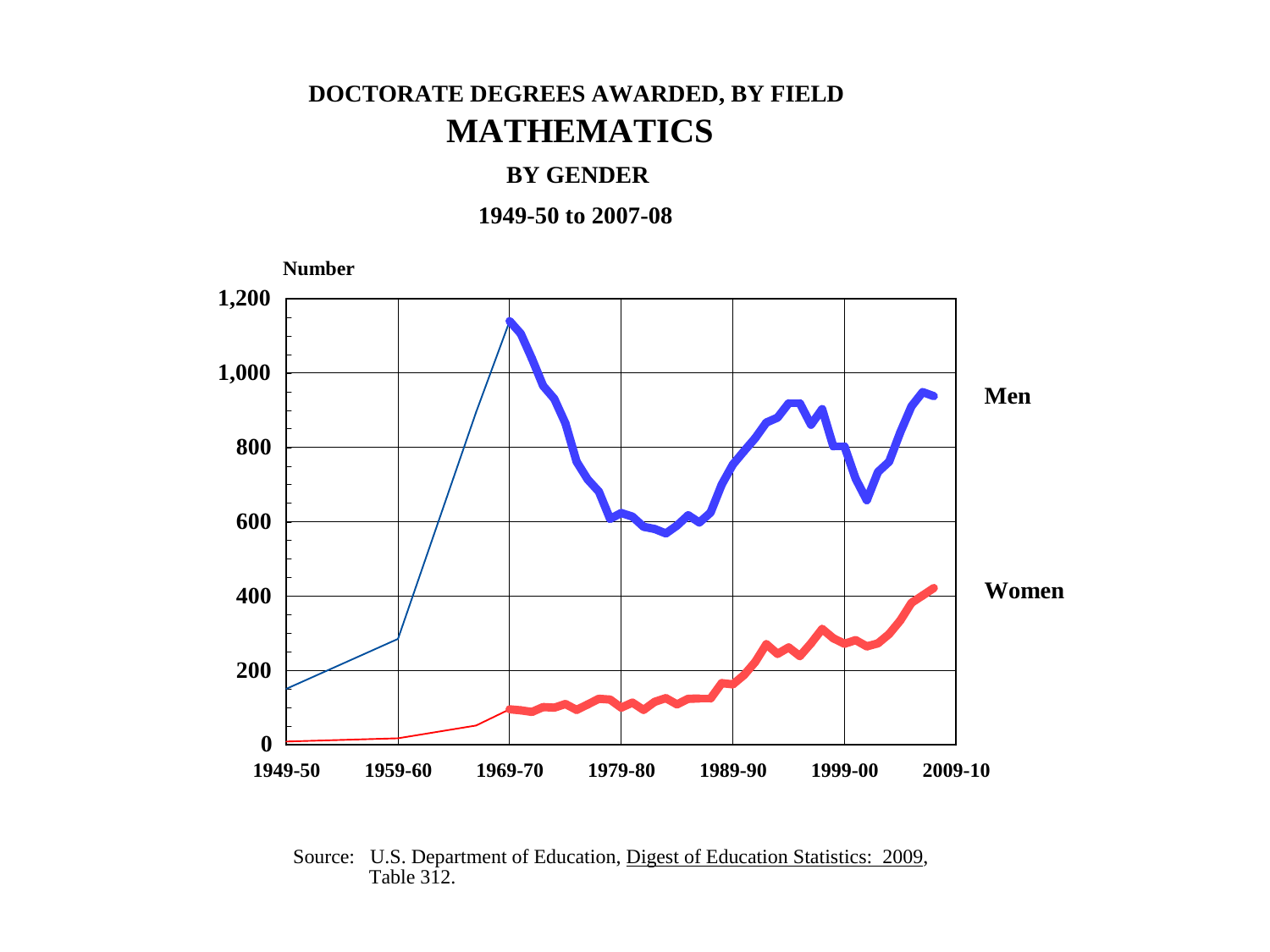# DOCTORATE DEGREES AWARDED, BY FIELD

## MATHEMATICS

### BY GENDER

### 1949-50 to 2007-08

Number

1,200

1,000

800

600

400

200

0

1949-50 1959-60 1969-70 1979-80 1989-90 1999-00 2009-10

Men

Women

Source: U.S. Department of Education, Digest of Education Statistics: 2009, Table 312.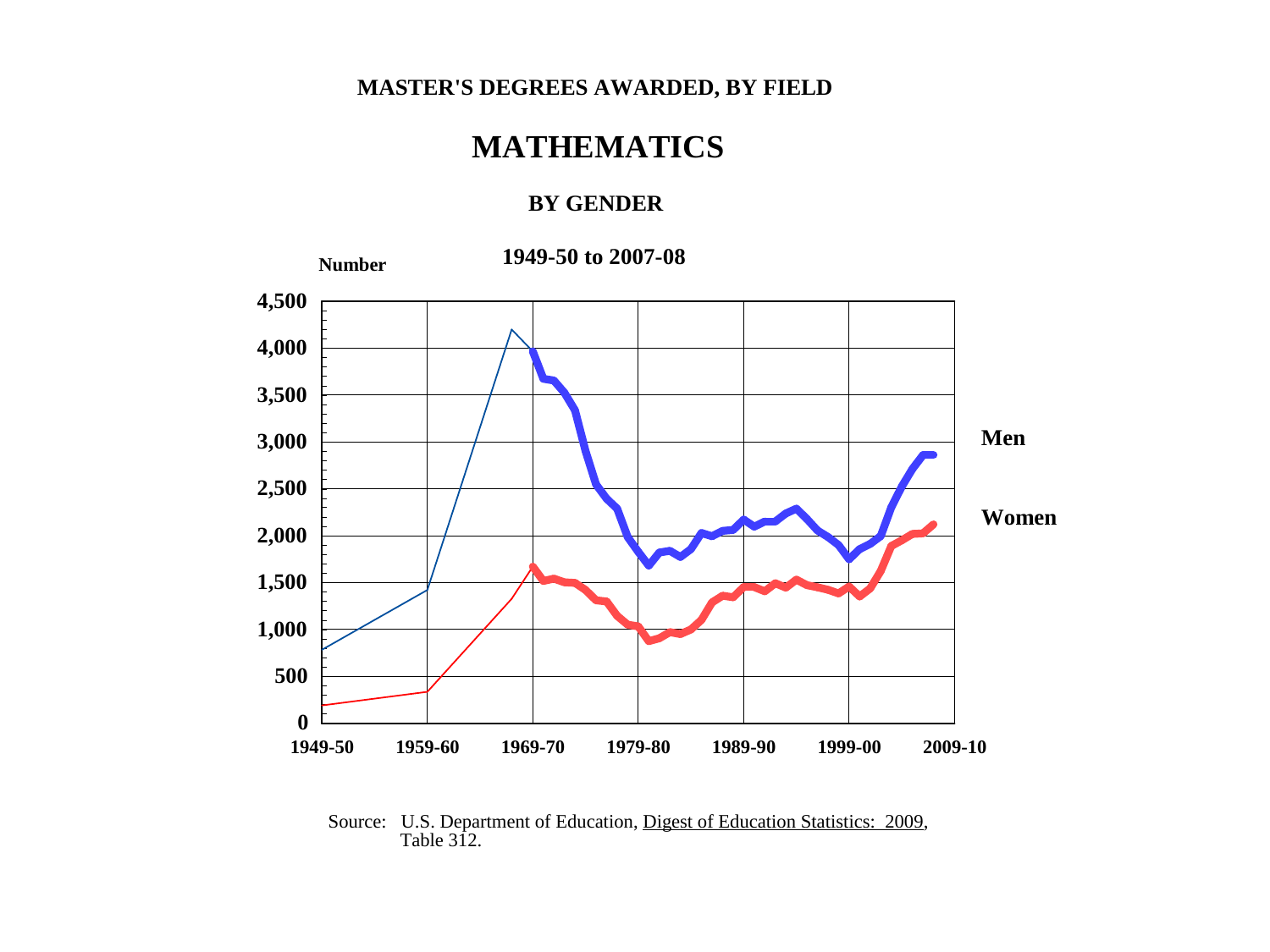MASTER'S DEGREES AWARDED, BY FIELD

# MATHEMATICS

## BY GENDER

Number

1949-50 to 2007-08

4,500
4,000
3,500
3,000
2,500
2,000
1,500
1,000
500
0

1949-50 1959-60 1969-70 1979-80 1989-90 1999-00 2009-10

Men

Women

Source: U.S. Department of Education, Digest of Education Statistics: 2009, Table 312.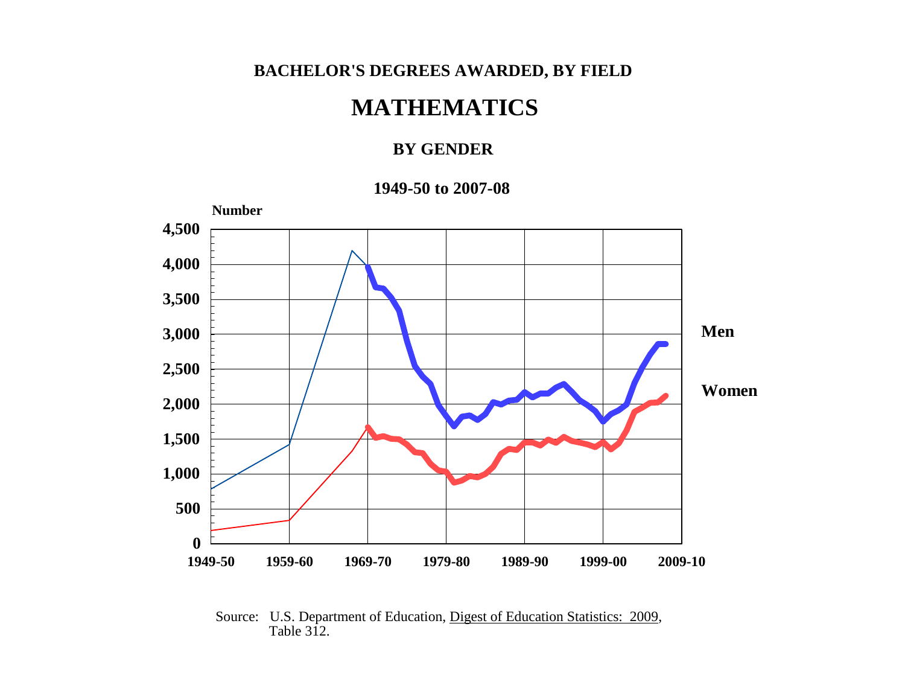BACHELOR'S DEGREES AWARDED, BY FIELD

# MATHEMATICS

## BY GENDER

### 1949-50 to 2007-08

Number

4,500
4,000
3,500
3,000
2,500
2,000
1,500
1,000
500
0

1949-50 1959-60 1969-70 1979-80 1989-90 1999-00 2009-10

Men

Women

Source: U.S. Department of Education, Digest of Education Statistics: 2009, Table 312.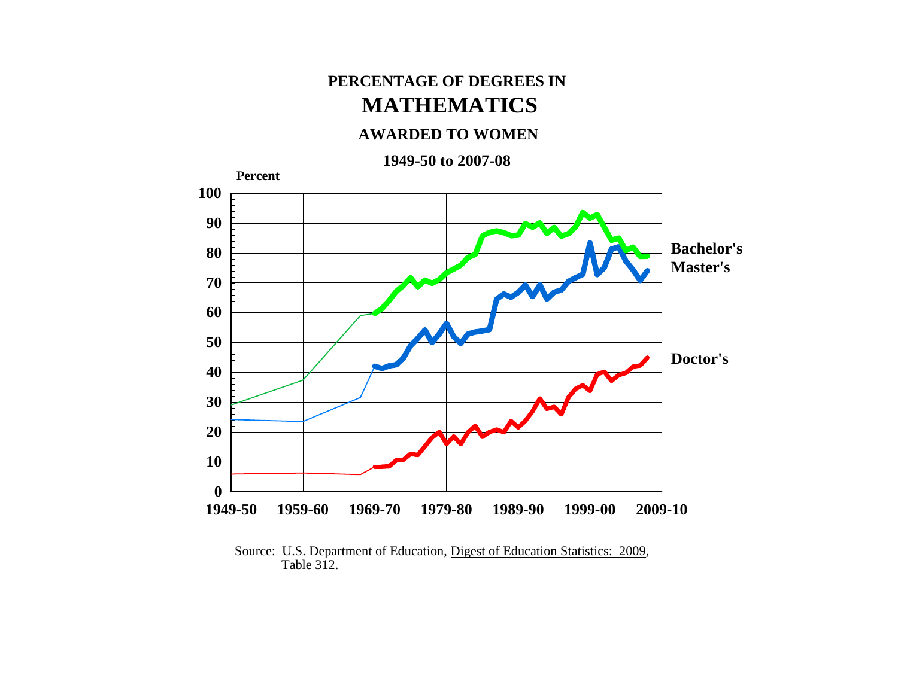# PERCENTAGE OF DEGREES IN
# MATHEMATICS
## AWARDED TO WOMEN
### 1949-50 to 2007-08

Percent

100
90
80
70
60
50
40
30
20
10
0

1949-50 1959-60 1969-70 1979-80 1989-90 1999-00 2009-10

Bachelor's
Master's

Doctor's

Source: U.S. Department of Education, Digest of Education Statistics: 2009, Table 312.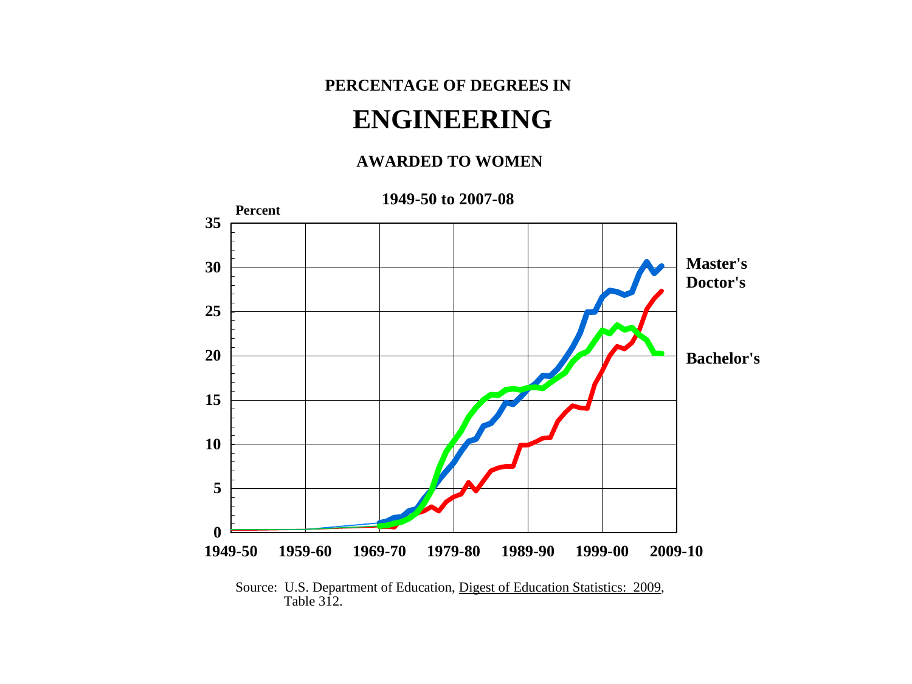**PERCENTAGE OF DEGREES IN**

# ENGINEERING

**AWARDED TO WOMEN**

**1949-50 to 2007-08**

**Percent**

35
30
25
20
15
10
5
0

1949-50 1959-60 1969-70 1979-80 1989-90 1999-00 2009-10

**Master's**
**Doctor's**
**Bachelor's**

Source: U.S. Department of Education, Digest of Education Statistics: 2009, Table 312.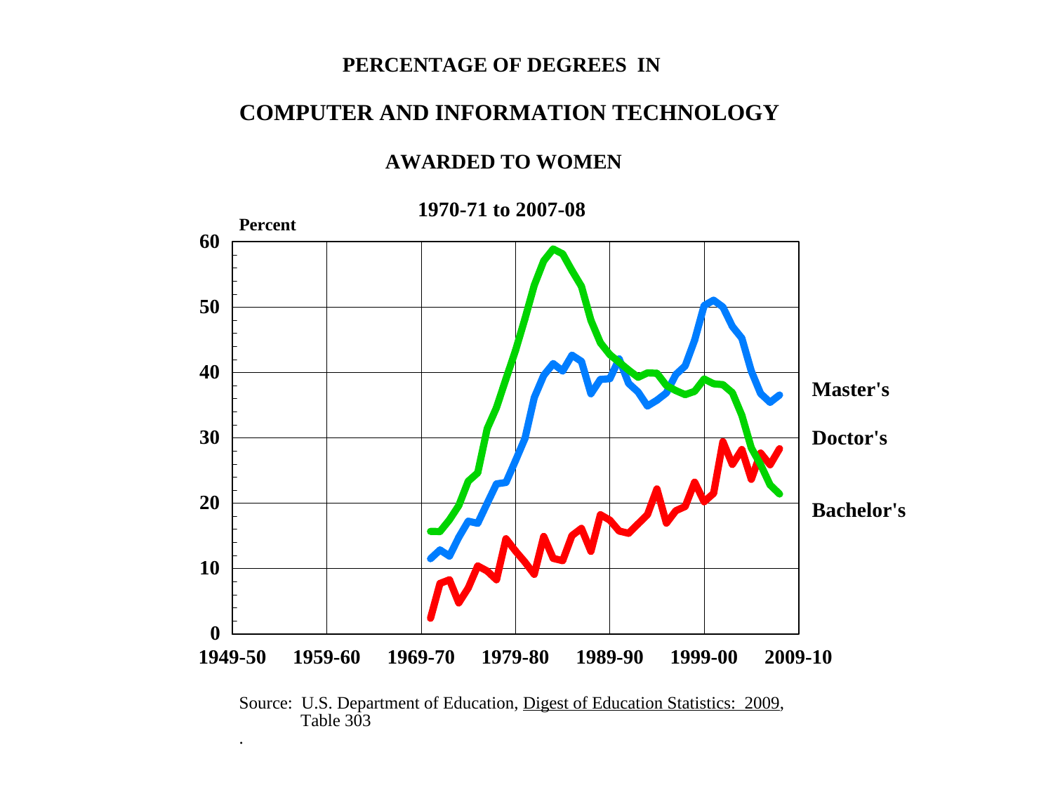# PERCENTAGE OF DEGREES IN

# COMPUTER AND INFORMATION TECHNOLOGY

## AWARDED TO WOMEN

### 1970-71 to 2007-08

Percent

60

50

40

30

20

10

0

1949-50 1959-60 1969-70 1979-80 1989-90 1999-00 2009-10

Master's

Doctor's

Bachelor's

Source: U.S. Department of Education, Digest of Education Statistics: 2009, Table 303

.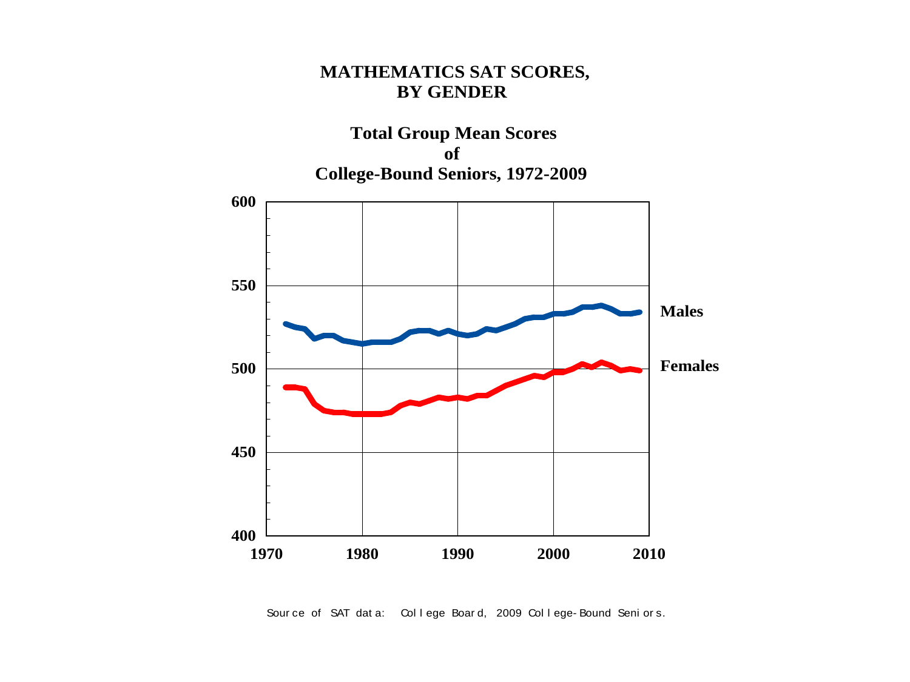# MATHEMATICS SAT SCORES, BY GENDER

## Total Group Mean Scores of College-Bound Seniors, 1972-2009

Source of SAT data: College Board, 2009 College-Bound Seniors.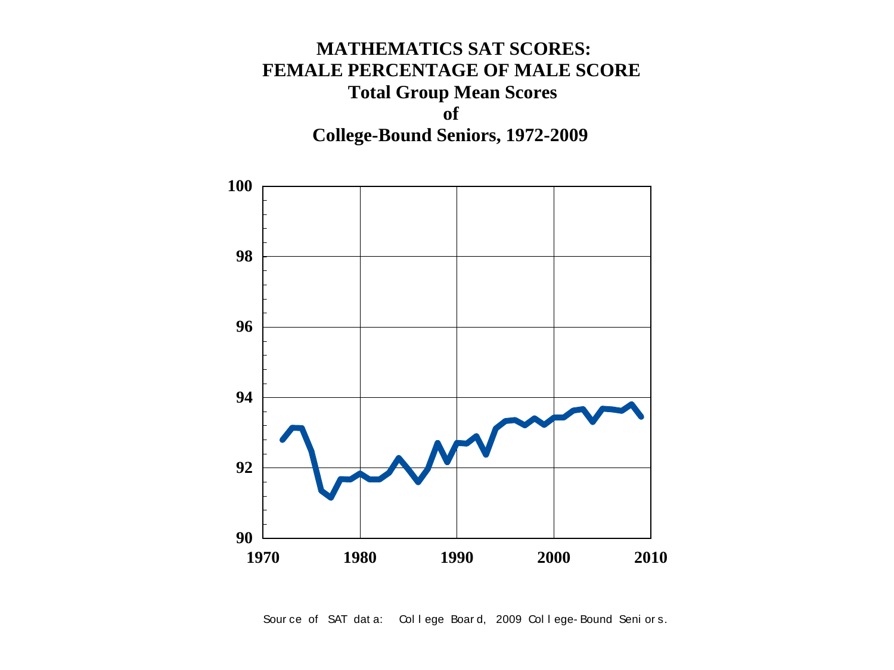**MATHEMATICS SAT SCORES:**
**FEMALE PERCENTAGE OF MALE SCORE**
**Total Group Mean Scores**
**of**
**College-Bound Seniors, 1972-2009**

Source of SAT data: College Board, 2009 College-Bound Seniors.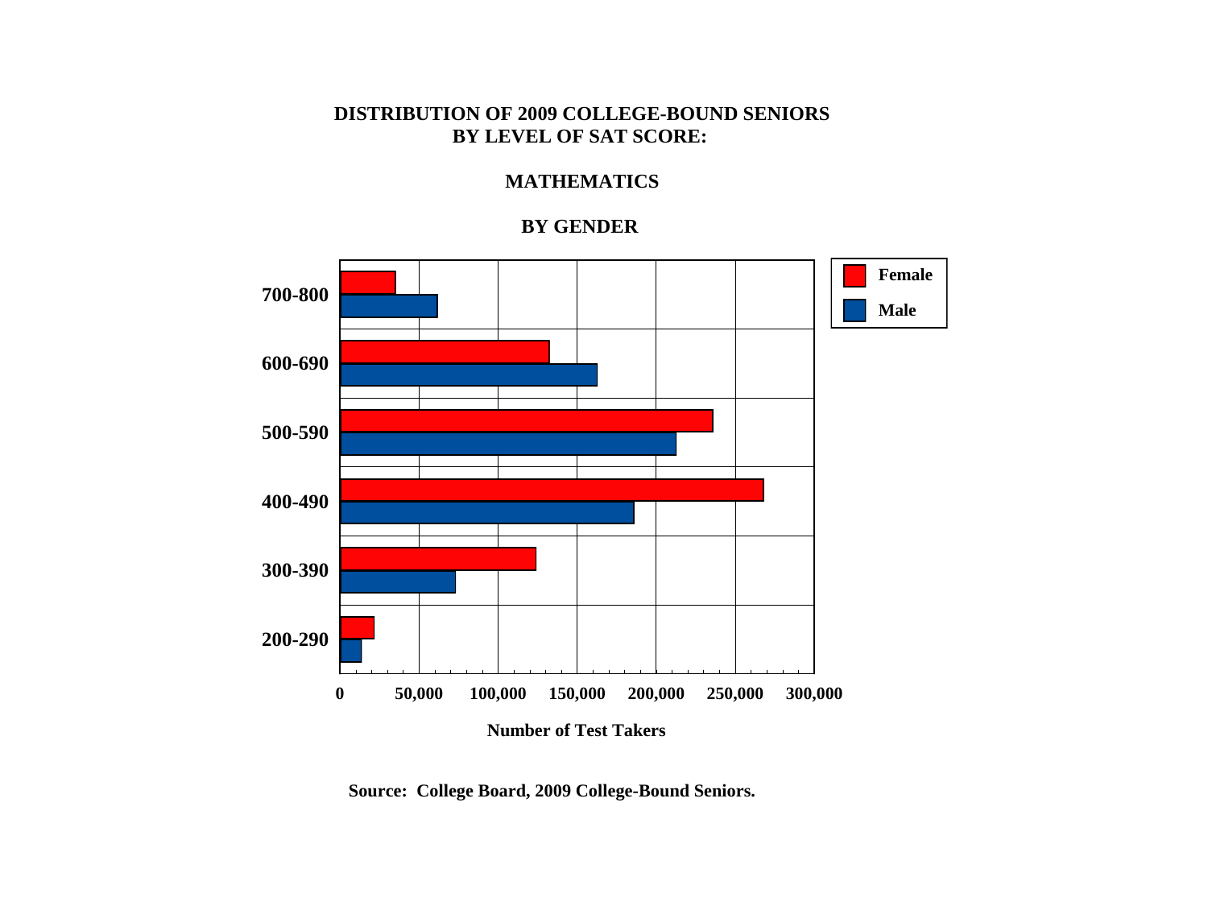# DISTRIBUTION OF 2009 COLLEGE-BOUND SENIORS BY LEVEL OF SAT SCORE:

## MATHEMATICS

## BY GENDER

| Score Range | Female | Male |
|---|---|---|
| 700-800 | | |
| 600-690 | | |
| 500-590 | | |
| 400-490 | | |
| 300-390 | | |
| 200-290 | | |

Number of Test Takers (axis: 0, 50,000, 100,000, 150,000, 200,000, 250,000, 300,000)

**Source: College Board, 2009 College-Bound Seniors.**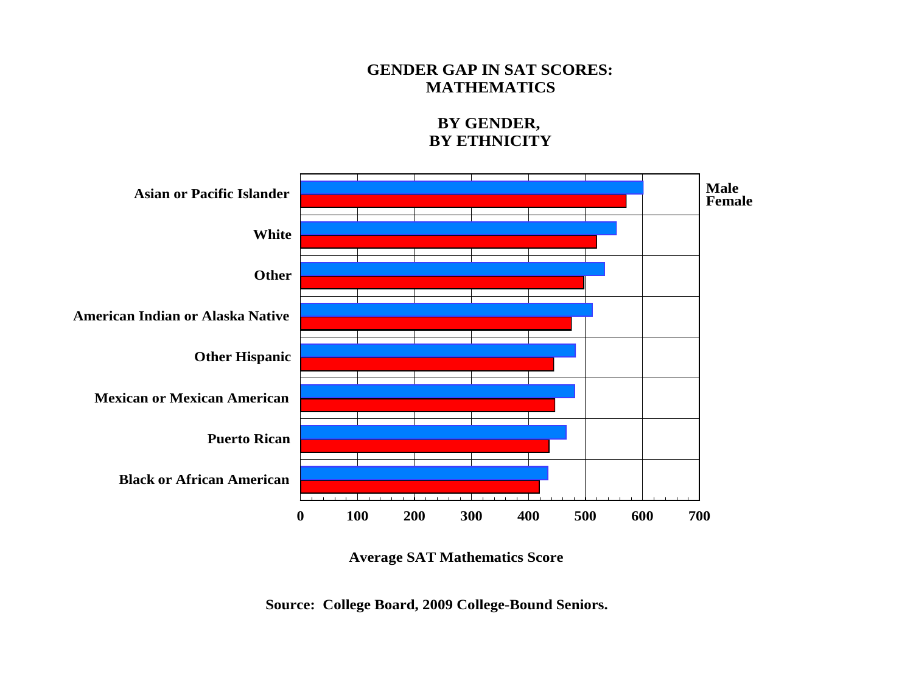# GENDER GAP IN SAT SCORES: MATHEMATICS

## BY GENDER, BY ETHNICITY

Male
Female

Asian or Pacific Islander

White

Other

American Indian or Alaska Native

Other Hispanic

Mexican or Mexican American

Puerto Rican

Black or African American

0 100 200 300 400 500 600 700

Average SAT Mathematics Score

**Source: College Board, 2009 College-Bound Seniors.**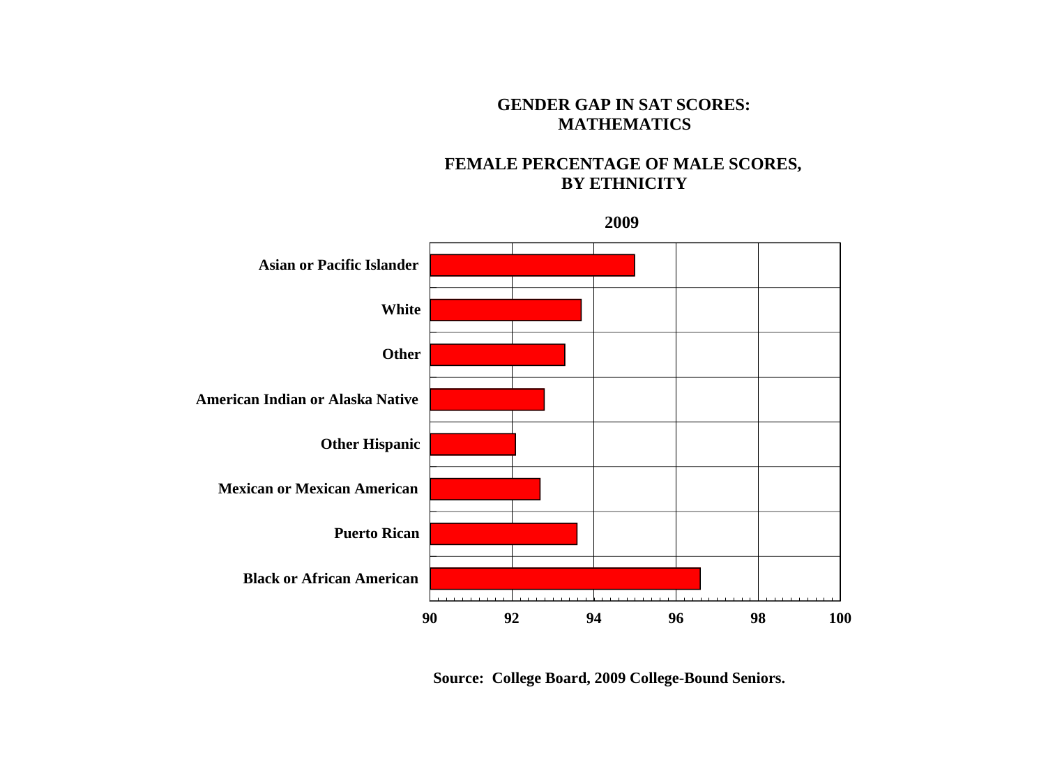**GENDER GAP IN SAT SCORES: MATHEMATICS**

**FEMALE PERCENTAGE OF MALE SCORES, BY ETHNICITY**

**2009**

Asian or Pacific Islander

White

Other

American Indian or Alaska Native

Other Hispanic

Mexican or Mexican American

Puerto Rican

Black or African American

90 92 94 96 98 100

**Source: College Board, 2009 College-Bound Seniors.**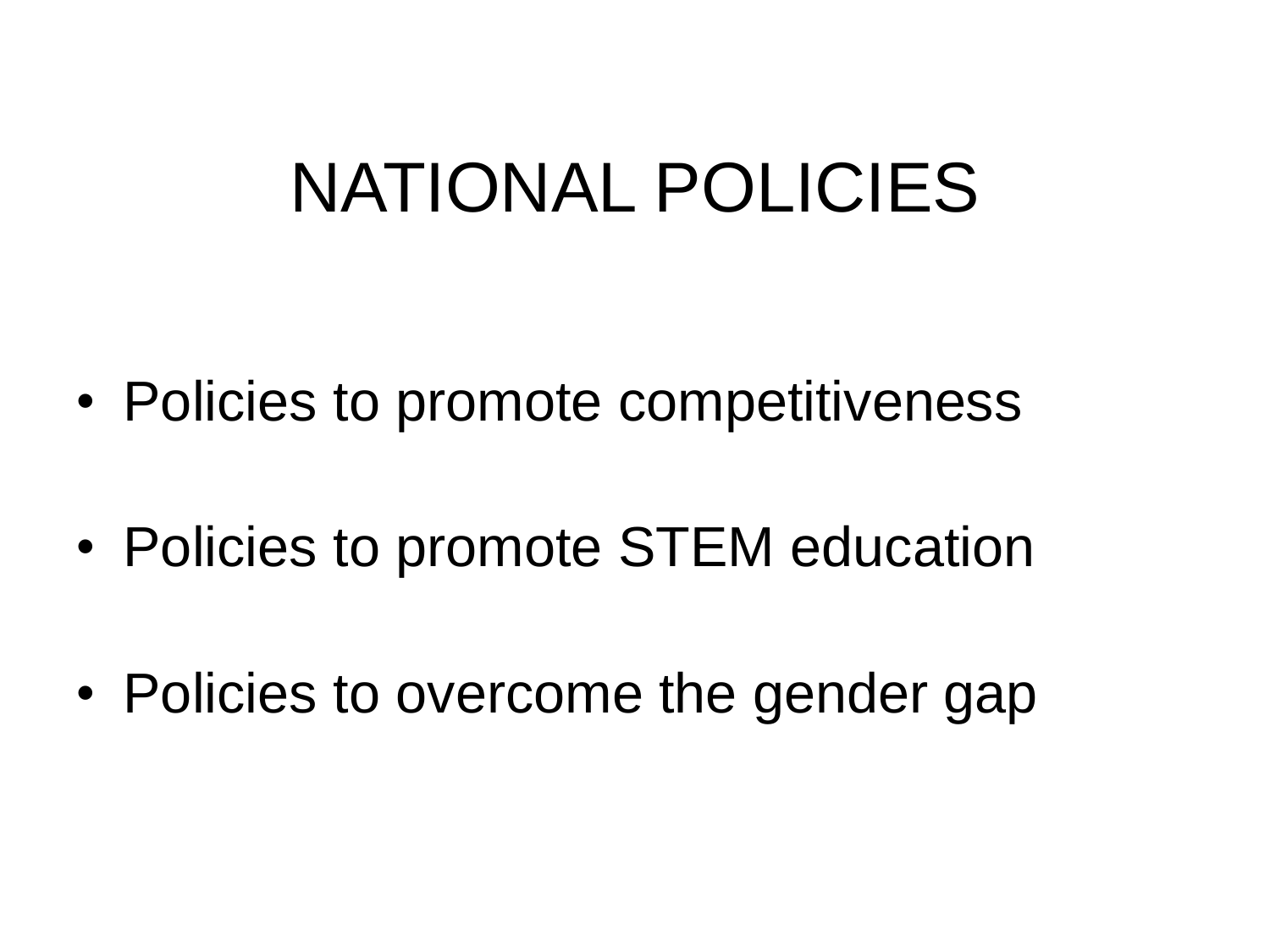# NATIONAL POLICIES

- Policies to promote competitiveness
- Policies to promote STEM education
- Policies to overcome the gender gap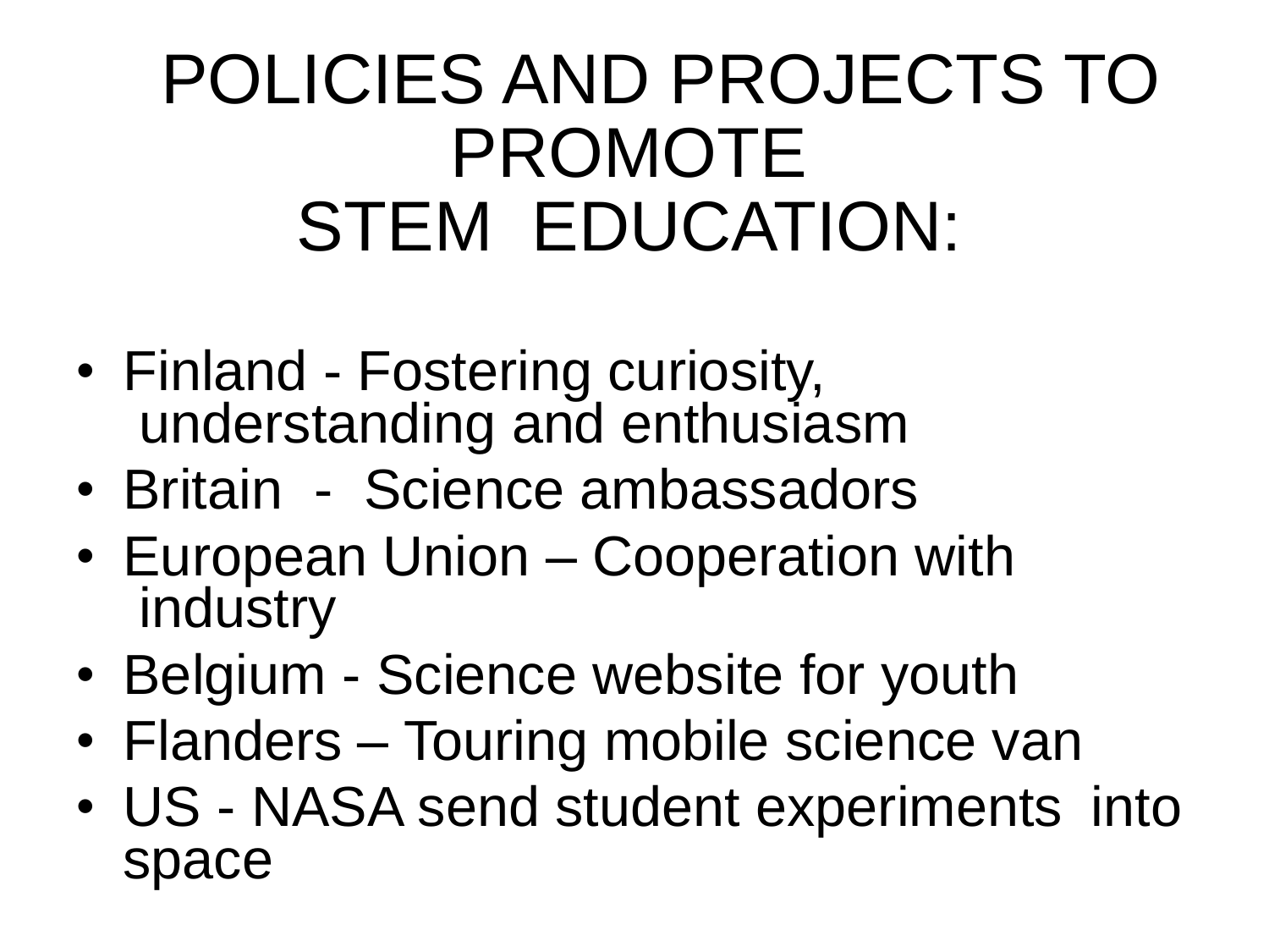# POLICIES AND PROJECTS TO PROMOTE STEM EDUCATION:

- Finland - Fostering curiosity, understanding and enthusiasm
- Britain - Science ambassadors
- European Union – Cooperation with industry
- Belgium - Science website for youth
- Flanders – Touring mobile science van
- US - NASA send student experiments into space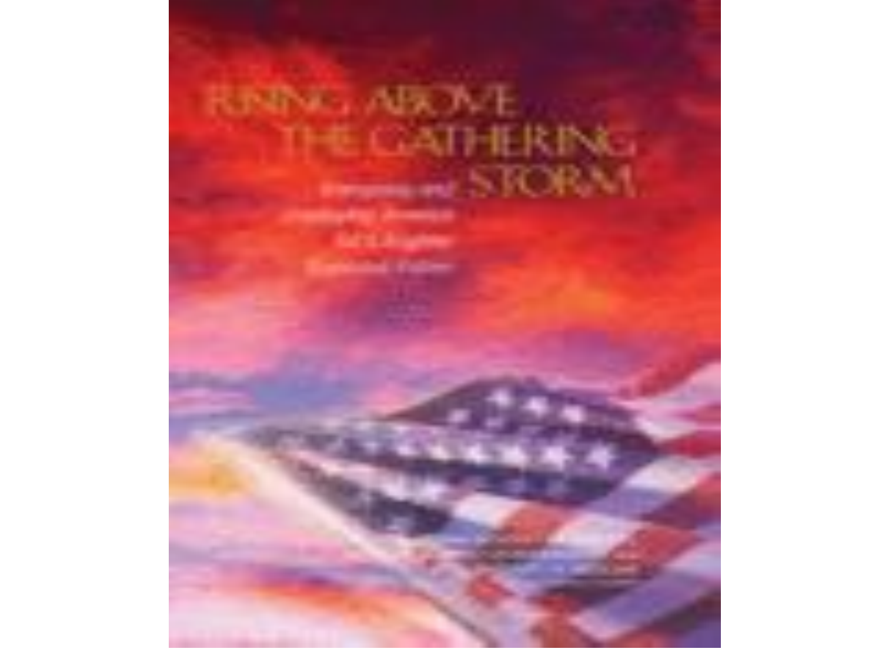# RISING ABOVE THE GATHERING STORM

Energizing and
Employing America
for a Brighter
Economic Future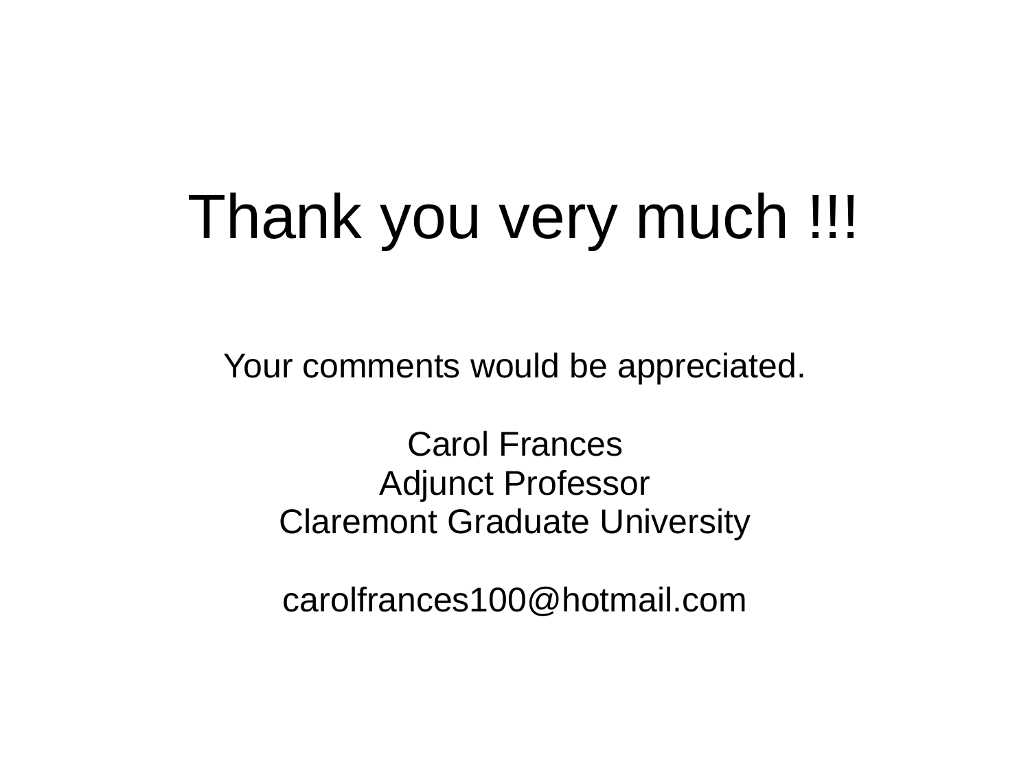# Thank you very much !!!

Your comments would be appreciated.

Carol Frances
Adjunct Professor
Claremont Graduate University

carolfrances100@hotmail.com